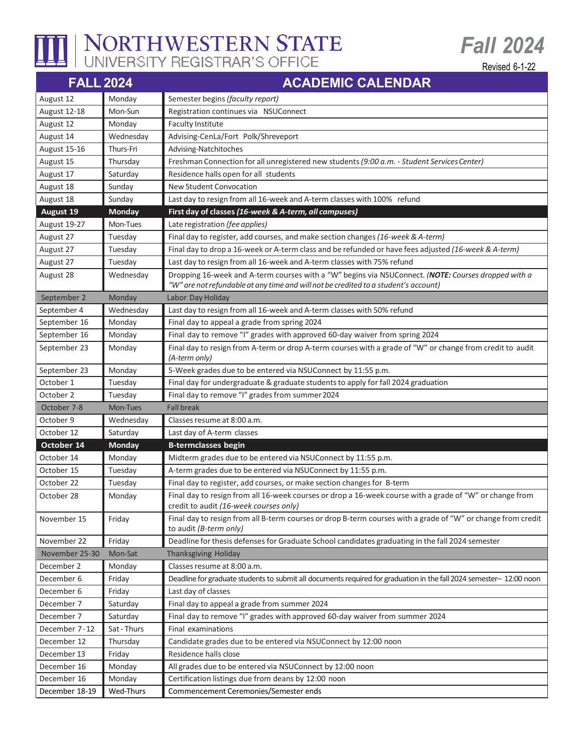# NORTHWESTERN STATE
## UNIVERSITY REGISTRAR'S OFFICE

**Fall 2024**

Revised 6-1-22

| FALL 2024 | | ACADEMIC CALENDAR |
|---|---|---|
| August 12 | Monday | Semester begins *(faculty report)* |
| August 12-18 | Mon-Sun | Registration continues via NSUConnect |
| August 12 | Monday | Faculty Institute |
| August 14 | Wednesday | Advising-CenLa/Fort Polk/Shreveport |
| August 15-16 | Thurs-Fri | Advising-Natchitoches |
| August 15 | Thursday | Freshman Connection for all unregistered new students *(9:00 a.m. - Student Services Center)* |
| August 17 | Saturday | Residence halls open for all students |
| August 18 | Sunday | New Student Convocation |
| August 18 | Sunday | Last day to resign from all 16-week and A-term classes with 100% refund |
| **August 19** | **Monday** | **First day of classes *(16-week & A-term, all campuses)*** |
| August 19-27 | Mon-Tues | Late registration *(fee applies)* |
| August 27 | Tuesday | Final day to register, add courses, and make section changes *(16-week & A-term)* |
| August 27 | Tuesday | Final day to drop a 16-week or A-term class and be refunded or have fees adjusted *(16-week & A-term)* |
| August 27 | Tuesday | Last day to resign from all 16-week and A-term classes with 75% refund |
| August 28 | Wednesday | Dropping 16-week and A-term courses with a "W" begins via NSUConnect. *(**NOTE:** Courses dropped with a "W" are not refundable at any time and will not be credited to a student's account)* |
| September 2 | Monday | Labor Day Holiday |
| September 4 | Wednesday | Last day to resign from all 16-week and A-term classes with 50% refund |
| September 16 | Monday | Final day to appeal a grade from spring 2024 |
| September 16 | Monday | Final day to remove "I" grades with approved 60-day waiver from spring 2024 |
| September 23 | Monday | Final day to resign from A-term or drop A-term courses with a grade of "W" or change from credit to audit *(A-term only)* |
| September 23 | Monday | 5-Week grades due to be entered via NSUConnect by 11:55 p.m. |
| October 1 | Tuesday | Final day for undergraduate & graduate students to apply for fall 2024 graduation |
| October 2 | Tuesday | Final day to remove "I" grades from summer 2024 |
| October 7-8 | Mon-Tues | Fall break |
| October 9 | Wednesday | Classes resume at 8:00 a.m. |
| October 12 | Saturday | Last day of A-term classes |
| **October 14** | **Monday** | **B-termclasses begin** |
| October 14 | Monday | Midterm grades due to be entered via NSUConnect by 11:55 p.m. |
| October 15 | Tuesday | A-term grades due to be entered via NSUConnect by 11:55 p.m. |
| October 22 | Tuesday | Final day to register, add courses, or make section changes for B-term |
| October 28 | Monday | Final day to resign from all 16-week courses or drop a 16-week course with a grade of "W" or change from credit to audit *(16-week courses only)* |
| November 15 | Friday | Final day to resign from all B-term courses or drop B-term courses with a grade of "W" or change from credit to audit *(B-term only)* |
| November 22 | Friday | Deadline for thesis defenses for Graduate School candidates graduating in the fall 2024 semester |
| November 25-30 | Mon-Sat | Thanksgiving Holiday |
| December 2 | Monday | Classes resume at 8:00 a.m. |
| December 6 | Friday | Deadline for graduate students to submit all documents required for graduation in the fall 2024 semester– 12:00 noon |
| December 6 | Friday | Last day of classes |
| December 7 | Saturday | Final day to appeal a grade from summer 2024 |
| December 7 | Saturday | Final day to remove "I" grades with approved 60-day waiver from summer 2024 |
| December 7-12 | Sat - Thurs | Final examinations |
| December 12 | Thursday | Candidate grades due to be entered via NSUConnect by 12:00 noon |
| December 13 | Friday | Residence halls close |
| December 16 | Monday | All grades due to be entered via NSUConnect by 12:00 noon |
| December 16 | Monday | Certification listings due from deans by 12:00 noon |
| December 18-19 | Wed-Thurs | Commencement Ceremonies/Semester ends |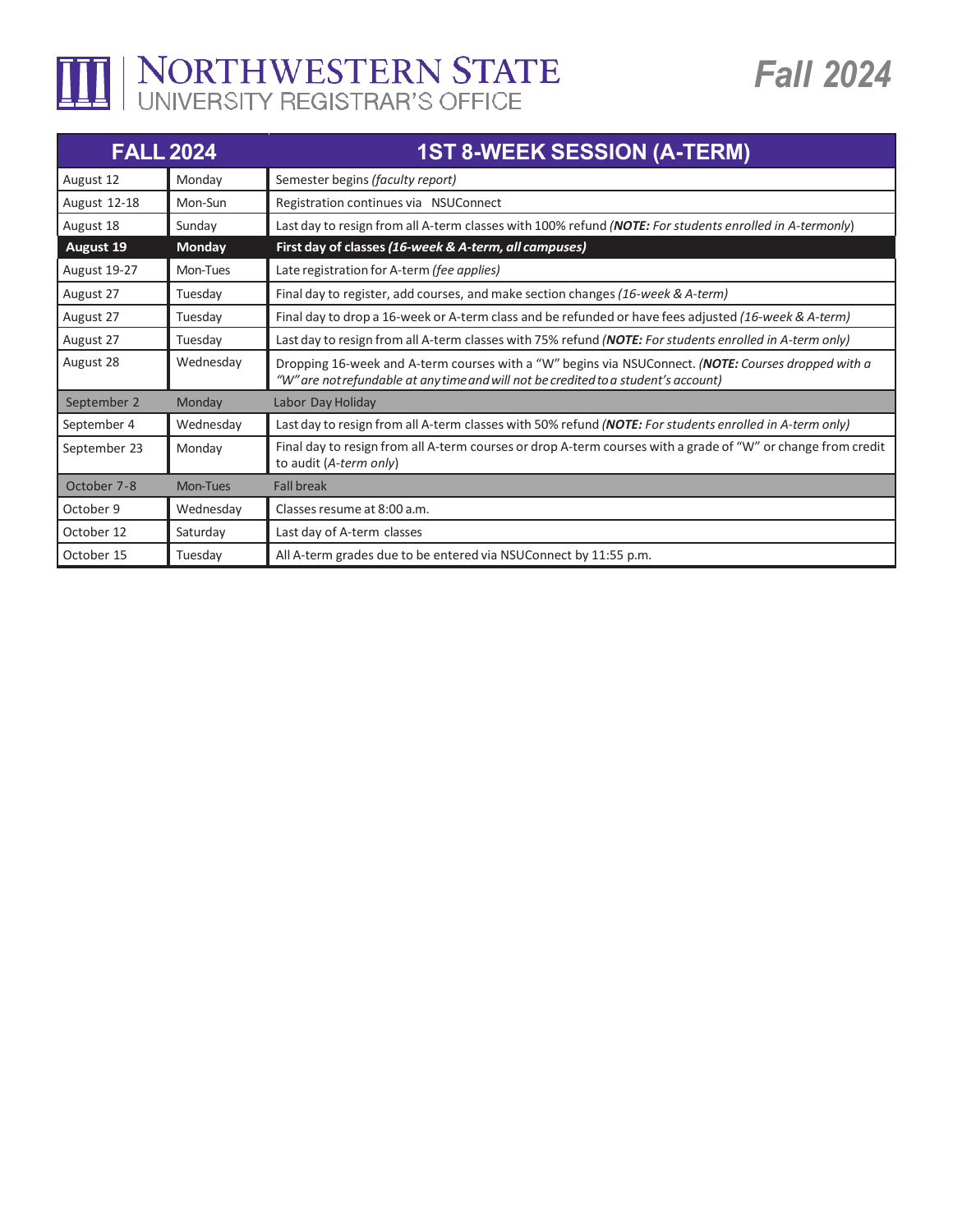# NORTHWESTERN STATE
## UNIVERSITY REGISTRAR'S OFFICE

# Fall 2024

| FALL 2024 | | 1ST 8-WEEK SESSION (A-TERM) |
|---|---|---|
| August 12 | Monday | Semester begins *(faculty report)* |
| August 12-18 | Mon-Sun | Registration continues via NSUConnect |
| August 18 | Sunday | Last day to resign from all A-term classes with 100% refund *(**NOTE:** For students enrolled in A-termonly)* |
| **August 19** | **Monday** | **First day of classes *(16-week & A-term, all campuses)*** |
| August 19-27 | Mon-Tues | Late registration for A-term *(fee applies)* |
| August 27 | Tuesday | Final day to register, add courses, and make section changes *(16-week & A-term)* |
| August 27 | Tuesday | Final day to drop a 16-week or A-term class and be refunded or have fees adjusted *(16-week & A-term)* |
| August 27 | Tuesday | Last day to resign from all A-term classes with 75% refund *(**NOTE:** For students enrolled in A-term only)* |
| August 28 | Wednesday | Dropping 16-week and A-term courses with a "W" begins via NSUConnect. *(**NOTE:** Courses dropped with a "W" are not refundable at any time and will not be credited to a student's account)* |
| September 2 | Monday | Labor Day Holiday |
| September 4 | Wednesday | Last day to resign from all A-term classes with 50% refund *(**NOTE:** For students enrolled in A-term only)* |
| September 23 | Monday | Final day to resign from all A-term courses or drop A-term courses with a grade of "W" or change from credit to audit (*A-term only*) |
| October 7-8 | Mon-Tues | Fall break |
| October 9 | Wednesday | Classes resume at 8:00 a.m. |
| October 12 | Saturday | Last day of A-term classes |
| October 15 | Tuesday | All A-term grades due to be entered via NSUConnect by 11:55 p.m. |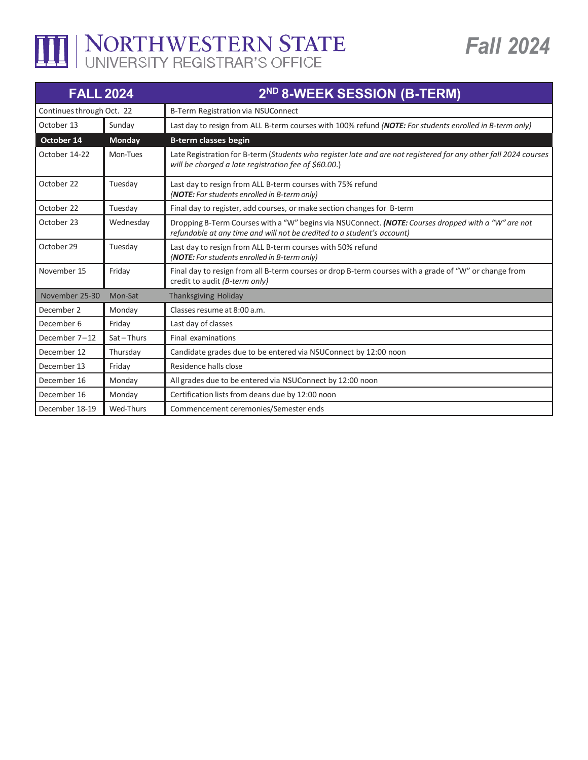Northwestern State University Registrar's Office

Fall 2024

| FALL 2024 | | 2ND 8-WEEK SESSION (B-TERM) |
|---|---|---|
| Continues through Oct. 22 | | B-Term Registration via NSUConnect |
| October 13 | Sunday | Last day to resign from ALL B-term courses with 100% refund ***NOTE:** For students enrolled in B-term only)* |
| **October 14** | **Monday** | **B-term classes begin** |
| October 14-22 | Mon-Tues | Late Registration for B-term (*Students who register late and are not registered for any other fall 2024 courses will be charged a late registration fee of $60.00.*) |
| October 22 | Tuesday | Last day to resign from ALL B-term courses with 75% refund *(**NOTE:** For students enrolled in B-term only)* |
| October 22 | Tuesday | Final day to register, add courses, or make section changes for B-term |
| October 23 | Wednesday | Dropping B-Term Courses with a "W" begins via NSUConnect. ***(NOTE:** Courses dropped with a "W" are not refundable at any time and will not be credited to a student's account)* |
| October 29 | Tuesday | Last day to resign from ALL B-term courses with 50% refund *(**NOTE:** For students enrolled in B-term only)* |
| November 15 | Friday | Final day to resign from all B-term courses or drop B-term courses with a grade of "W" or change from credit to audit *(B-term only)* |
| November 25-30 | Mon-Sat | Thanksgiving Holiday |
| December 2 | Monday | Classes resume at 8:00 a.m. |
| December 6 | Friday | Last day of classes |
| December 7–12 | Sat – Thurs | Final examinations |
| December 12 | Thursday | Candidate grades due to be entered via NSUConnect by 12:00 noon |
| December 13 | Friday | Residence halls close |
| December 16 | Monday | All grades due to be entered via NSUConnect by 12:00 noon |
| December 16 | Monday | Certification lists from deans due by 12:00 noon |
| December 18-19 | Wed-Thurs | Commencement ceremonies/Semester ends |